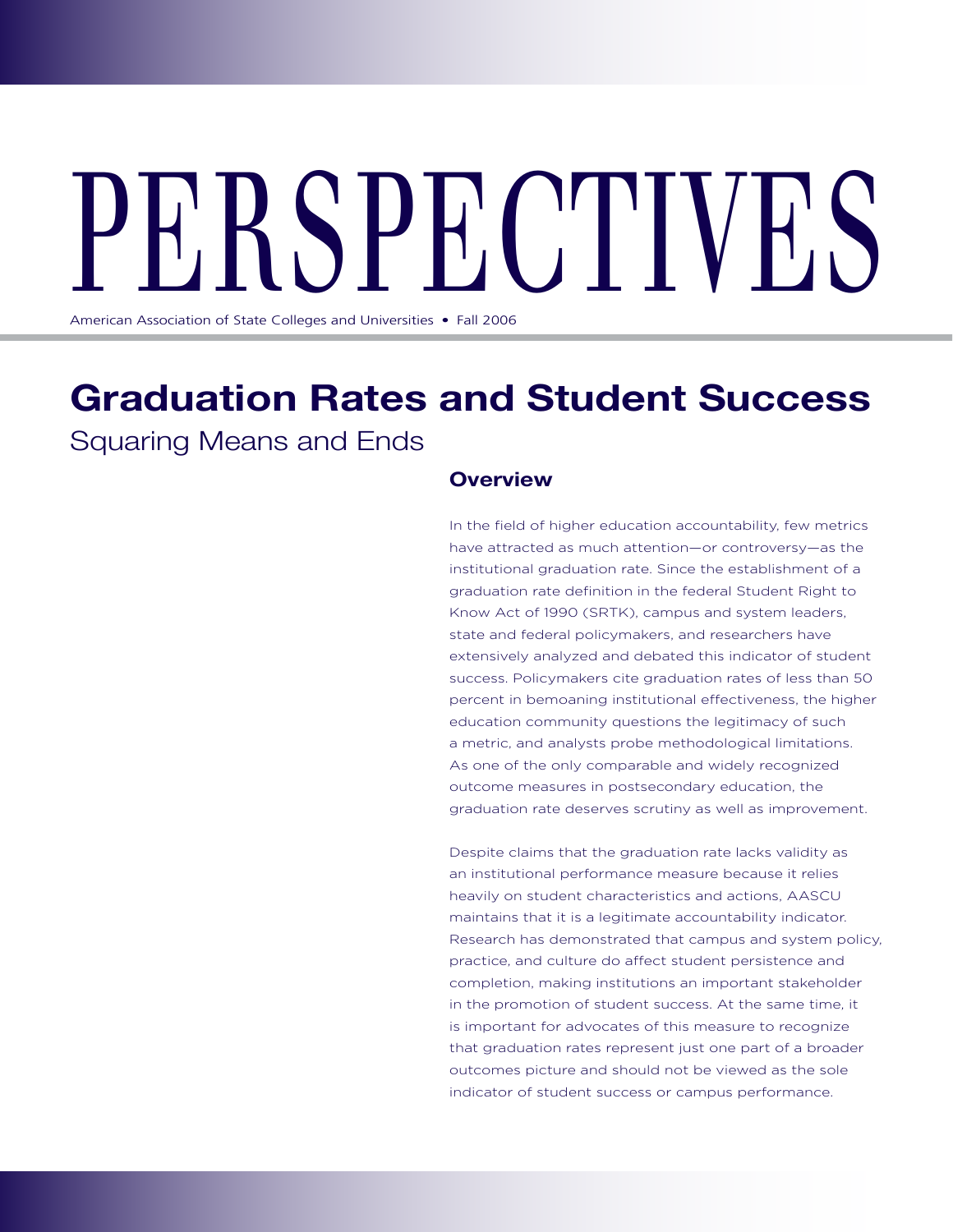# PERSPECTIVES

American Association of State Colleges and Universities • Fall 2006

## Graduation Rates and Student Success

Squaring Means and Ends

### Overview

In the field of higher education accountability, few metrics have attracted as much attention—or controversy—as the institutional graduation rate. Since the establishment of a graduation rate definition in the federal Student Right to Know Act of 1990 (SRTK), campus and system leaders, state and federal policymakers, and researchers have extensively analyzed and debated this indicator of student success. Policymakers cite graduation rates of less than 50 percent in bemoaning institutional effectiveness, the higher education community questions the legitimacy of such a metric, and analysts probe methodological limitations. As one of the only comparable and widely recognized outcome measures in postsecondary education, the graduation rate deserves scrutiny as well as improvement.

Despite claims that the graduation rate lacks validity as an institutional performance measure because it relies heavily on student characteristics and actions, AASCU maintains that it is a legitimate accountability indicator. Research has demonstrated that campus and system policy, practice, and culture do affect student persistence and completion, making institutions an important stakeholder in the promotion of student success. At the same time, it is important for advocates of this measure to recognize that graduation rates represent just one part of a broader outcomes picture and should not be viewed as the sole indicator of student success or campus performance.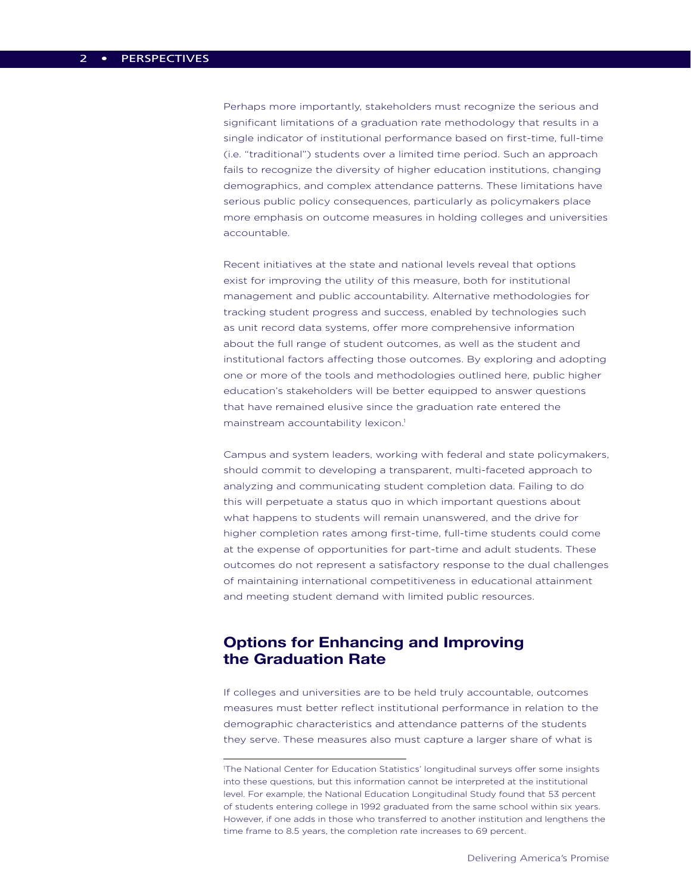Perhaps more importantly, stakeholders must recognize the serious and significant limitations of a graduation rate methodology that results in a single indicator of institutional performance based on first-time, full-time (i.e. "traditional") students over a limited time period. Such an approach fails to recognize the diversity of higher education institutions, changing demographics, and complex attendance patterns. These limitations have serious public policy consequences, particularly as policymakers place more emphasis on outcome measures in holding colleges and universities accountable.

Recent initiatives at the state and national levels reveal that options exist for improving the utility of this measure, both for institutional management and public accountability. Alternative methodologies for tracking student progress and success, enabled by technologies such as unit record data systems, offer more comprehensive information about the full range of student outcomes, as well as the student and institutional factors affecting those outcomes. By exploring and adopting one or more of the tools and methodologies outlined here, public higher education's stakeholders will be better equipped to answer questions that have remained elusive since the graduation rate entered the mainstream accountability lexicon.[1]

Campus and system leaders, working with federal and state policymakers, should commit to developing a transparent, multi-faceted approach to analyzing and communicating student completion data. Failing to do this will perpetuate a status quo in which important questions about what happens to students will remain unanswered, and the drive for higher completion rates among first-time, full-time students could come at the expense of opportunities for part-time and adult students. These outcomes do not represent a satisfactory response to the dual challenges of maintaining international competitiveness in educational attainment and meeting student demand with limited public resources.

## Options for Enhancing and Improving the Graduation Rate

If colleges and universities are to be held truly accountable, outcomes measures must better reflect institutional performance in relation to the demographic characteristics and attendance patterns of the students they serve. These measures also must capture a larger share of what is

[1] The National Center for Education Statistics' longitudinal surveys offer some insights into these questions, but this information cannot be interpreted at the institutional level. For example, the National Education Longitudinal Study found that 53 percent of students entering college in 1992 graduated from the same school within six years. However, if one adds in those who transferred to another institution and lengthens the time frame to 8.5 years, the completion rate increases to 69 percent.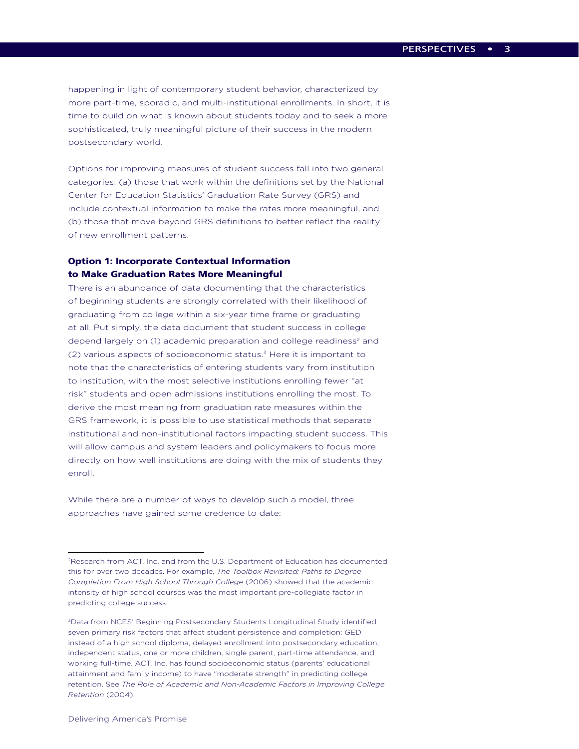happening in light of contemporary student behavior, characterized by more part-time, sporadic, and multi-institutional enrollments. In short, it is time to build on what is known about students today and to seek a more sophisticated, truly meaningful picture of their success in the modern postsecondary world.

Options for improving measures of student success fall into two general categories: (a) those that work within the definitions set by the National Center for Education Statistics' Graduation Rate Survey (GRS) and include contextual information to make the rates more meaningful, and (b) those that move beyond GRS definitions to better reflect the reality of new enrollment patterns.

### Option 1: Incorporate Contextual Information to Make Graduation Rates More Meaningful

There is an abundance of data documenting that the characteristics of beginning students are strongly correlated with their likelihood of graduating from college within a six-year time frame or graduating at all. Put simply, the data document that student success in college depend largely on (1) academic preparation and college readiness[2] and (2) various aspects of socioeconomic status.[3] Here it is important to note that the characteristics of entering students vary from institution to institution, with the most selective institutions enrolling fewer "at risk" students and open admissions institutions enrolling the most. To derive the most meaning from graduation rate measures within the GRS framework, it is possible to use statistical methods that separate institutional and non-institutional factors impacting student success. This will allow campus and system leaders and policymakers to focus more directly on how well institutions are doing with the mix of students they enroll.

While there are a number of ways to develop such a model, three approaches have gained some credence to date:

---

[2]Research from ACT, Inc. and from the U.S. Department of Education has documented this for over two decades. For example, *The Toolbox Revisited: Paths to Degree Completion From High School Through College* (2006) showed that the academic intensity of high school courses was the most important pre-collegiate factor in predicting college success.

[3]Data from NCES' Beginning Postsecondary Students Longitudinal Study identified seven primary risk factors that affect student persistence and completion: GED instead of a high school diploma, delayed enrollment into postsecondary education, independent status, one or more children, single parent, part-time attendance, and working full-time. ACT, Inc. has found socioeconomic status (parents' educational attainment and family income) to have "moderate strength" in predicting college retention. See *The Role of Academic and Non-Academic Factors in Improving College Retention* (2004).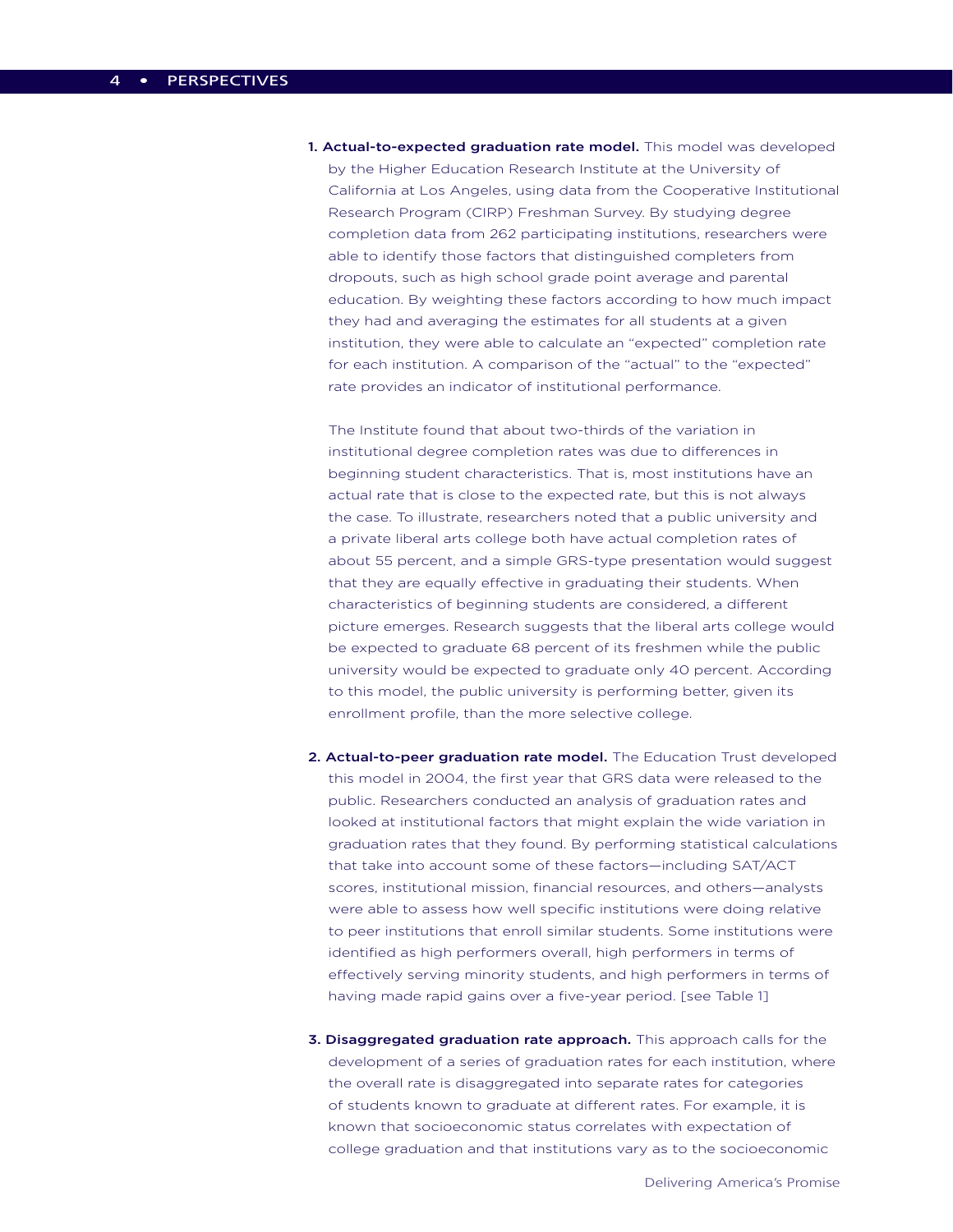1. **Actual-to-expected graduation rate model.** This model was developed by the Higher Education Research Institute at the University of California at Los Angeles, using data from the Cooperative Institutional Research Program (CIRP) Freshman Survey. By studying degree completion data from 262 participating institutions, researchers were able to identify those factors that distinguished completers from dropouts, such as high school grade point average and parental education. By weighting these factors according to how much impact they had and averaging the estimates for all students at a given institution, they were able to calculate an "expected" completion rate for each institution. A comparison of the "actual" to the "expected" rate provides an indicator of institutional performance.

   The Institute found that about two-thirds of the variation in institutional degree completion rates was due to differences in beginning student characteristics. That is, most institutions have an actual rate that is close to the expected rate, but this is not always the case. To illustrate, researchers noted that a public university and a private liberal arts college both have actual completion rates of about 55 percent, and a simple GRS-type presentation would suggest that they are equally effective in graduating their students. When characteristics of beginning students are considered, a different picture emerges. Research suggests that the liberal arts college would be expected to graduate 68 percent of its freshmen while the public university would be expected to graduate only 40 percent. According to this model, the public university is performing better, given its enrollment profile, than the more selective college.

2. **Actual-to-peer graduation rate model.** The Education Trust developed this model in 2004, the first year that GRS data were released to the public. Researchers conducted an analysis of graduation rates and looked at institutional factors that might explain the wide variation in graduation rates that they found. By performing statistical calculations that take into account some of these factors—including SAT/ACT scores, institutional mission, financial resources, and others—analysts were able to assess how well specific institutions were doing relative to peer institutions that enroll similar students. Some institutions were identified as high performers overall, high performers in terms of effectively serving minority students, and high performers in terms of having made rapid gains over a five-year period. [see Table 1]

3. **Disaggregated graduation rate approach.** This approach calls for the development of a series of graduation rates for each institution, where the overall rate is disaggregated into separate rates for categories of students known to graduate at different rates. For example, it is known that socioeconomic status correlates with expectation of college graduation and that institutions vary as to the socioeconomic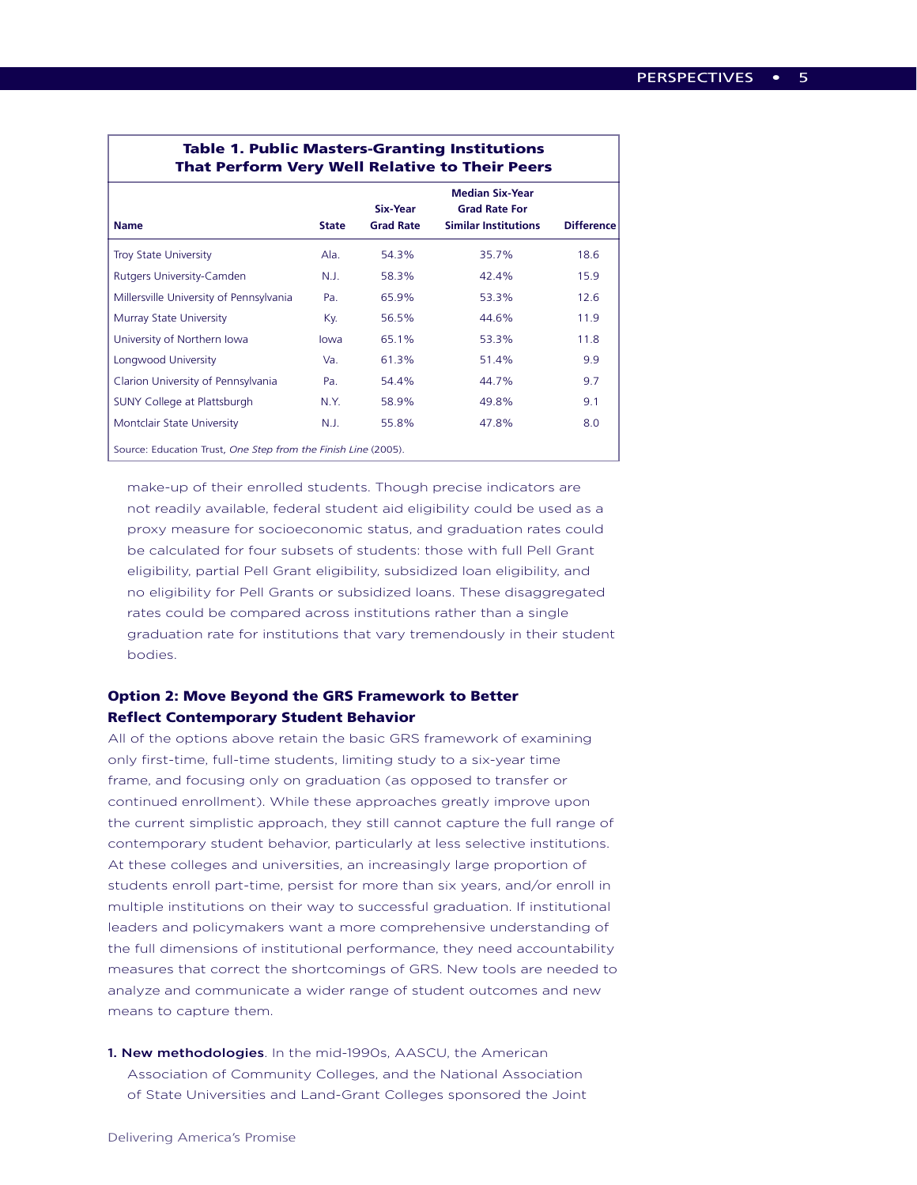**Table 1. Public Masters-Granting Institutions That Perform Very Well Relative to Their Peers**

| Name | State | Six-Year Grad Rate | Median Six-Year Grad Rate For Similar Institutions | Difference |
|---|---|---|---|---|
| Troy State University | Ala. | 54.3% | 35.7% | 18.6 |
| Rutgers University-Camden | N.J. | 58.3% | 42.4% | 15.9 |
| Millersville University of Pennsylvania | Pa. | 65.9% | 53.3% | 12.6 |
| Murray State University | Ky. | 56.5% | 44.6% | 11.9 |
| University of Northern Iowa | Iowa | 65.1% | 53.3% | 11.8 |
| Longwood University | Va. | 61.3% | 51.4% | 9.9 |
| Clarion University of Pennsylvania | Pa. | 54.4% | 44.7% | 9.7 |
| SUNY College at Plattsburgh | N.Y. | 58.9% | 49.8% | 9.1 |
| Montclair State University | N.J. | 55.8% | 47.8% | 8.0 |

Source: Education Trust, *One Step from the Finish Line* (2005).

make-up of their enrolled students. Though precise indicators are not readily available, federal student aid eligibility could be used as a proxy measure for socioeconomic status, and graduation rates could be calculated for four subsets of students: those with full Pell Grant eligibility, partial Pell Grant eligibility, subsidized loan eligibility, and no eligibility for Pell Grants or subsidized loans. These disaggregated rates could be compared across institutions rather than a single graduation rate for institutions that vary tremendously in their student bodies.

### Option 2: Move Beyond the GRS Framework to Better Reflect Contemporary Student Behavior

All of the options above retain the basic GRS framework of examining only first-time, full-time students, limiting study to a six-year time frame, and focusing only on graduation (as opposed to transfer or continued enrollment). While these approaches greatly improve upon the current simplistic approach, they still cannot capture the full range of contemporary student behavior, particularly at less selective institutions. At these colleges and universities, an increasingly large proportion of students enroll part-time, persist for more than six years, and/or enroll in multiple institutions on their way to successful graduation. If institutional leaders and policymakers want a more comprehensive understanding of the full dimensions of institutional performance, they need accountability measures that correct the shortcomings of GRS. New tools are needed to analyze and communicate a wider range of student outcomes and new means to capture them.

1. **New methodologies**. In the mid-1990s, AASCU, the American Association of Community Colleges, and the National Association of State Universities and Land-Grant Colleges sponsored the Joint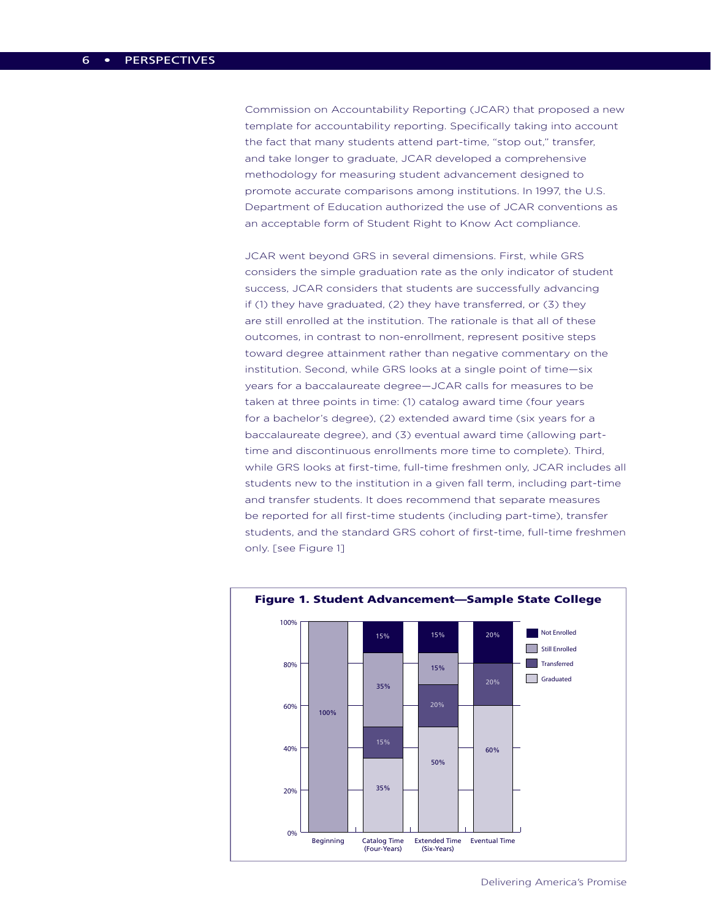Commission on Accountability Reporting (JCAR) that proposed a new template for accountability reporting. Specifically taking into account the fact that many students attend part-time, "stop out," transfer, and take longer to graduate, JCAR developed a comprehensive methodology for measuring student advancement designed to promote accurate comparisons among institutions. In 1997, the U.S. Department of Education authorized the use of JCAR conventions as an acceptable form of Student Right to Know Act compliance.

JCAR went beyond GRS in several dimensions. First, while GRS considers the simple graduation rate as the only indicator of student success, JCAR considers that students are successfully advancing if (1) they have graduated, (2) they have transferred, or (3) they are still enrolled at the institution. The rationale is that all of these outcomes, in contrast to non-enrollment, represent positive steps toward degree attainment rather than negative commentary on the institution. Second, while GRS looks at a single point of time—six years for a baccalaureate degree—JCAR calls for measures to be taken at three points in time: (1) catalog award time (four years for a bachelor's degree), (2) extended award time (six years for a baccalaureate degree), and (3) eventual award time (allowing part-time and discontinuous enrollments more time to complete). Third, while GRS looks at first-time, full-time freshmen only, JCAR includes all students new to the institution in a given fall term, including part-time and transfer students. It does recommend that separate measures be reported for all first-time students (including part-time), transfer students, and the standard GRS cohort of first-time, full-time freshmen only. [see Figure 1]

**Figure 1. Student Advancement—Sample State College**

| | Beginning | Catalog Time (Four-Years) | Extended Time (Six-Years) | Eventual Time |
|---|---|---|---|---|
| Not Enrolled | | 15% | 15% | 20% |
| Still Enrolled | 100% | 35% | 15% | |
| Transferred | | 15% | 20% | 20% |
| Graduated | | 35% | 50% | 60% |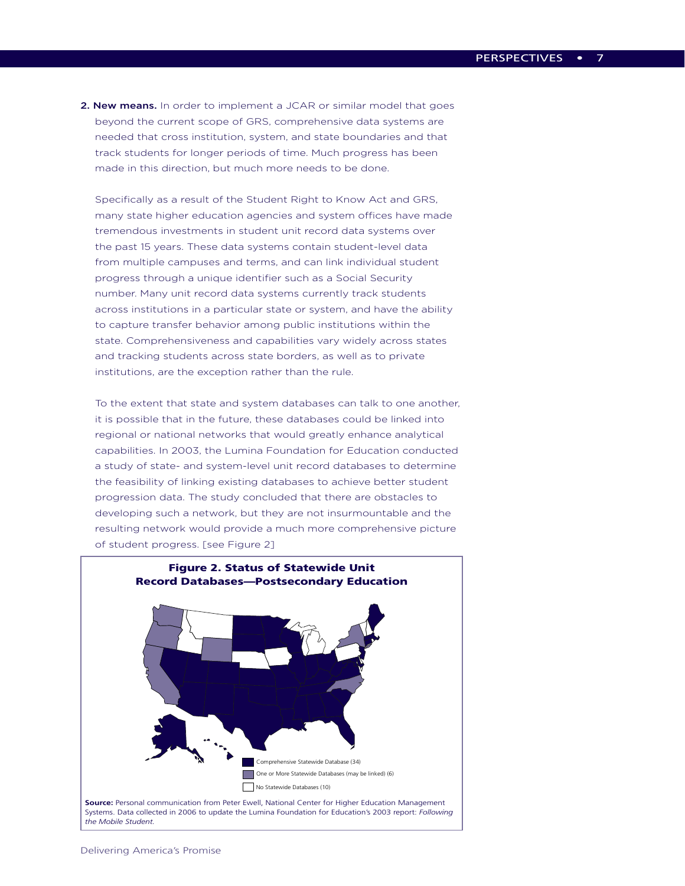**2. New means.** In order to implement a JCAR or similar model that goes beyond the current scope of GRS, comprehensive data systems are needed that cross institution, system, and state boundaries and that track students for longer periods of time. Much progress has been made in this direction, but much more needs to be done.

Specifically as a result of the Student Right to Know Act and GRS, many state higher education agencies and system offices have made tremendous investments in student unit record data systems over the past 15 years. These data systems contain student-level data from multiple campuses and terms, and can link individual student progress through a unique identifier such as a Social Security number. Many unit record data systems currently track students across institutions in a particular state or system, and have the ability to capture transfer behavior among public institutions within the state. Comprehensiveness and capabilities vary widely across states and tracking students across state borders, as well as to private institutions, are the exception rather than the rule.

To the extent that state and system databases can talk to one another, it is possible that in the future, these databases could be linked into regional or national networks that would greatly enhance analytical capabilities. In 2003, the Lumina Foundation for Education conducted a study of state- and system-level unit record databases to determine the feasibility of linking existing databases to achieve better student progression data. The study concluded that there are obstacles to developing such a network, but they are not insurmountable and the resulting network would provide a much more comprehensive picture of student progress. [see Figure 2]

**Figure 2. Status of Statewide Unit Record Databases—Postsecondary Education**

- Comprehensive Statewide Database (34)
- One or More Statewide Databases (may be linked) (6)
- No Statewide Databases (10)

**Source:** Personal communication from Peter Ewell, National Center for Higher Education Management Systems. Data collected in 2006 to update the Lumina Foundation for Education's 2003 report: *Following the Mobile Student.*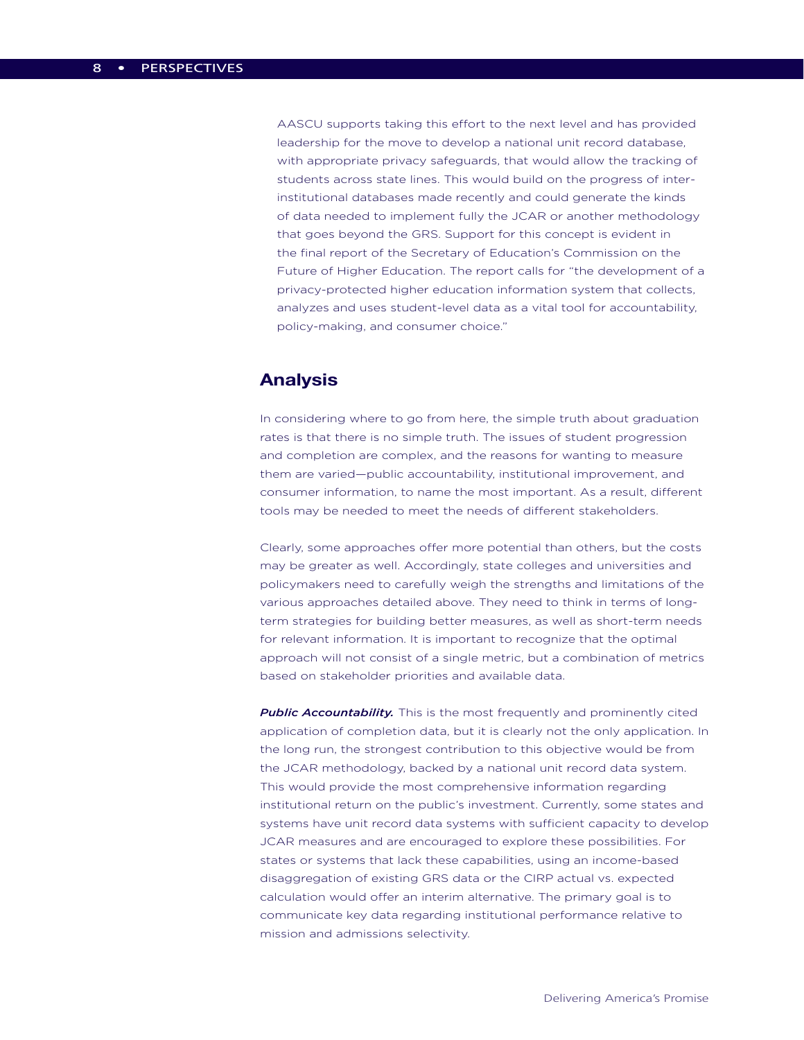AASCU supports taking this effort to the next level and has provided leadership for the move to develop a national unit record database, with appropriate privacy safeguards, that would allow the tracking of students across state lines. This would build on the progress of inter-institutional databases made recently and could generate the kinds of data needed to implement fully the JCAR or another methodology that goes beyond the GRS. Support for this concept is evident in the final report of the Secretary of Education's Commission on the Future of Higher Education. The report calls for "the development of a privacy-protected higher education information system that collects, analyzes and uses student-level data as a vital tool for accountability, policy-making, and consumer choice."

## Analysis

In considering where to go from here, the simple truth about graduation rates is that there is no simple truth. The issues of student progression and completion are complex, and the reasons for wanting to measure them are varied—public accountability, institutional improvement, and consumer information, to name the most important. As a result, different tools may be needed to meet the needs of different stakeholders.

Clearly, some approaches offer more potential than others, but the costs may be greater as well. Accordingly, state colleges and universities and policymakers need to carefully weigh the strengths and limitations of the various approaches detailed above. They need to think in terms of long-term strategies for building better measures, as well as short-term needs for relevant information. It is important to recognize that the optimal approach will not consist of a single metric, but a combination of metrics based on stakeholder priorities and available data.

***Public Accountability.*** This is the most frequently and prominently cited application of completion data, but it is clearly not the only application. In the long run, the strongest contribution to this objective would be from the JCAR methodology, backed by a national unit record data system. This would provide the most comprehensive information regarding institutional return on the public's investment. Currently, some states and systems have unit record data systems with sufficient capacity to develop JCAR measures and are encouraged to explore these possibilities. For states or systems that lack these capabilities, using an income-based disaggregation of existing GRS data or the CIRP actual vs. expected calculation would offer an interim alternative. The primary goal is to communicate key data regarding institutional performance relative to mission and admissions selectivity.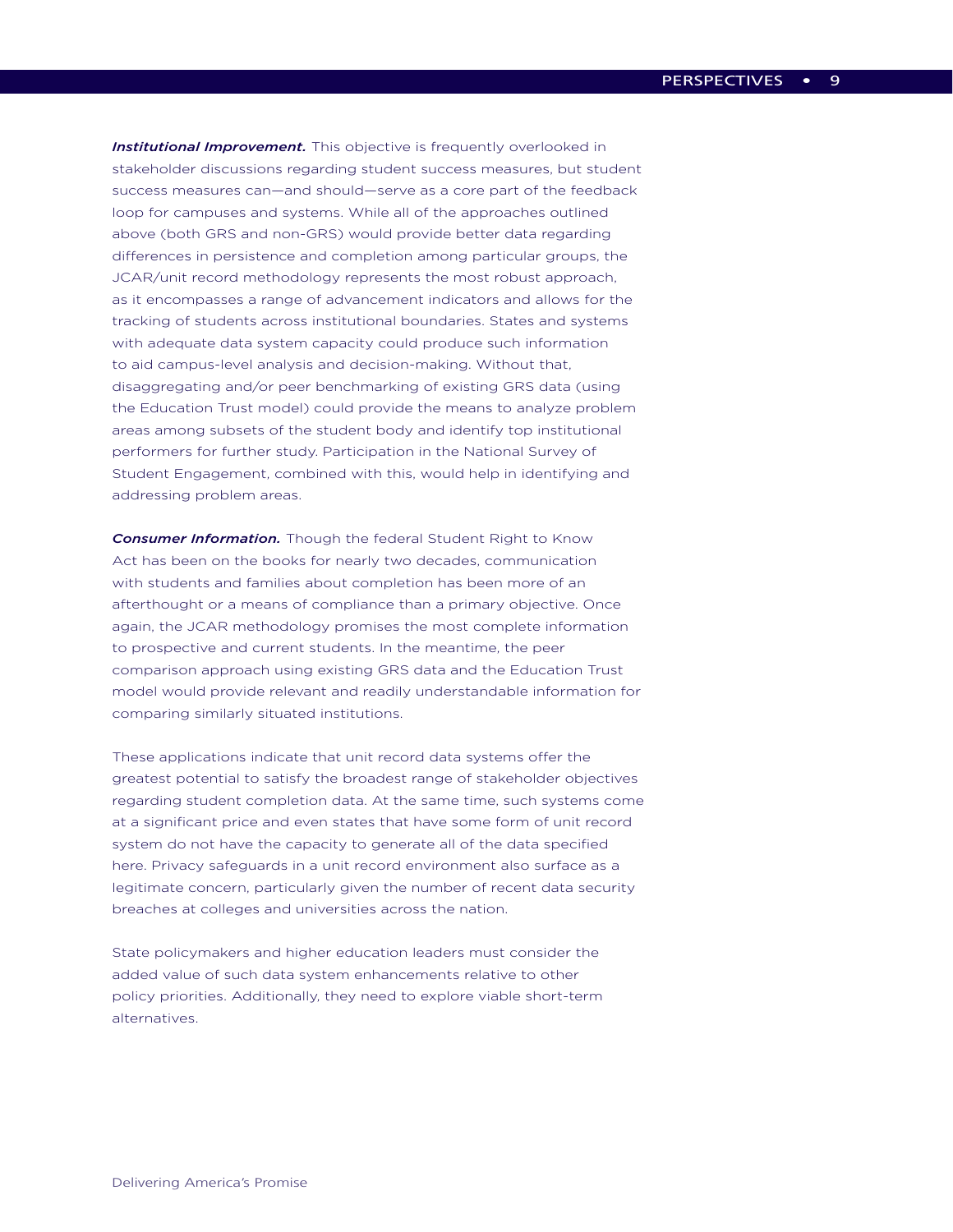***Institutional Improvement.*** This objective is frequently overlooked in stakeholder discussions regarding student success measures, but student success measures can—and should—serve as a core part of the feedback loop for campuses and systems. While all of the approaches outlined above (both GRS and non-GRS) would provide better data regarding differences in persistence and completion among particular groups, the JCAR/unit record methodology represents the most robust approach, as it encompasses a range of advancement indicators and allows for the tracking of students across institutional boundaries. States and systems with adequate data system capacity could produce such information to aid campus-level analysis and decision-making. Without that, disaggregating and/or peer benchmarking of existing GRS data (using the Education Trust model) could provide the means to analyze problem areas among subsets of the student body and identify top institutional performers for further study. Participation in the National Survey of Student Engagement, combined with this, would help in identifying and addressing problem areas.

***Consumer Information.*** Though the federal Student Right to Know Act has been on the books for nearly two decades, communication with students and families about completion has been more of an afterthought or a means of compliance than a primary objective. Once again, the JCAR methodology promises the most complete information to prospective and current students. In the meantime, the peer comparison approach using existing GRS data and the Education Trust model would provide relevant and readily understandable information for comparing similarly situated institutions.

These applications indicate that unit record data systems offer the greatest potential to satisfy the broadest range of stakeholder objectives regarding student completion data. At the same time, such systems come at a significant price and even states that have some form of unit record system do not have the capacity to generate all of the data specified here. Privacy safeguards in a unit record environment also surface as a legitimate concern, particularly given the number of recent data security breaches at colleges and universities across the nation.

State policymakers and higher education leaders must consider the added value of such data system enhancements relative to other policy priorities. Additionally, they need to explore viable short-term alternatives.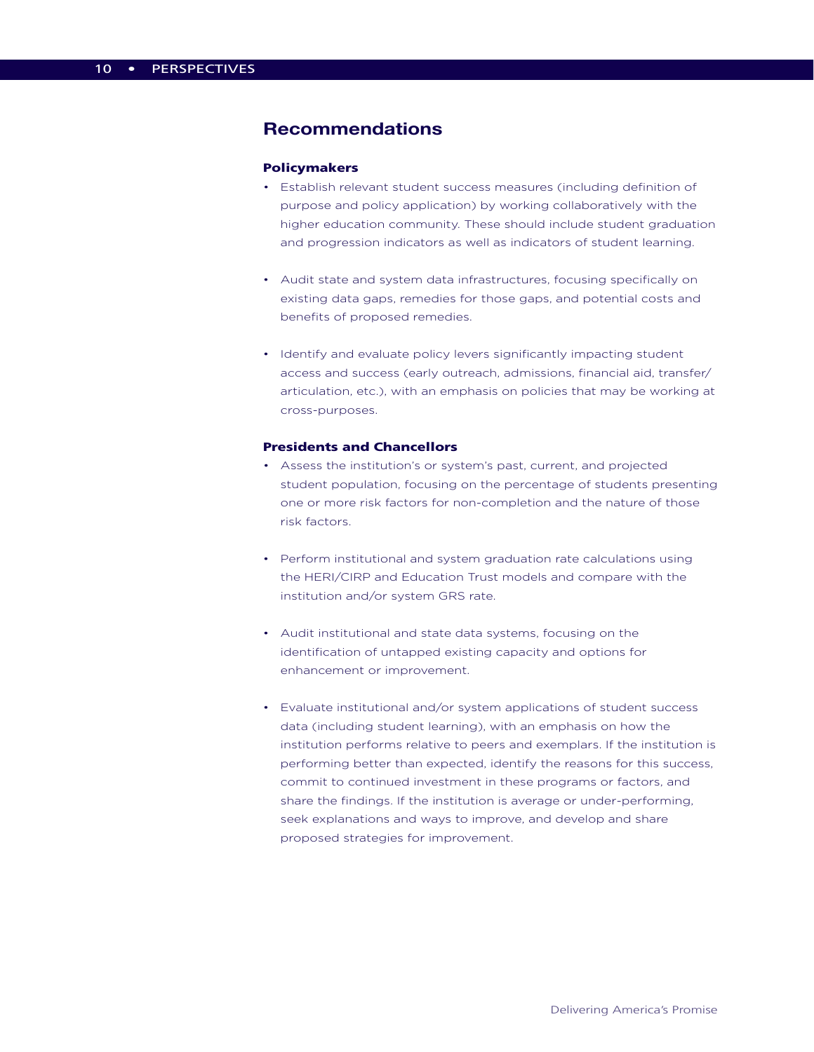## Recommendations

### Policymakers

- Establish relevant student success measures (including definition of purpose and policy application) by working collaboratively with the higher education community. These should include student graduation and progression indicators as well as indicators of student learning.
- Audit state and system data infrastructures, focusing specifically on existing data gaps, remedies for those gaps, and potential costs and benefits of proposed remedies.
- Identify and evaluate policy levers significantly impacting student access and success (early outreach, admissions, financial aid, transfer/articulation, etc.), with an emphasis on policies that may be working at cross-purposes.

### Presidents and Chancellors

- Assess the institution's or system's past, current, and projected student population, focusing on the percentage of students presenting one or more risk factors for non-completion and the nature of those risk factors.
- Perform institutional and system graduation rate calculations using the HERI/CIRP and Education Trust models and compare with the institution and/or system GRS rate.
- Audit institutional and state data systems, focusing on the identification of untapped existing capacity and options for enhancement or improvement.
- Evaluate institutional and/or system applications of student success data (including student learning), with an emphasis on how the institution performs relative to peers and exemplars. If the institution is performing better than expected, identify the reasons for this success, commit to continued investment in these programs or factors, and share the findings. If the institution is average or under-performing, seek explanations and ways to improve, and develop and share proposed strategies for improvement.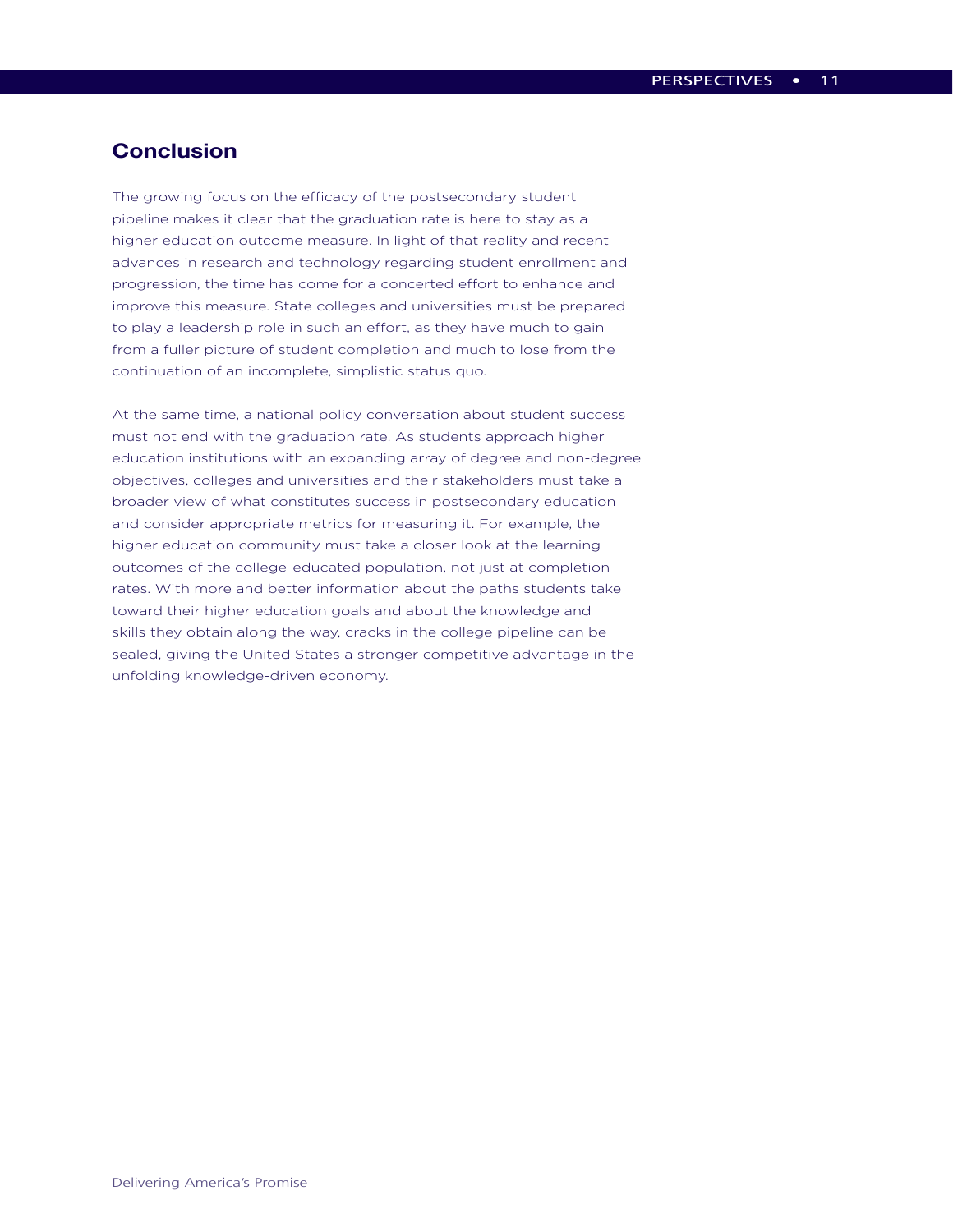## Conclusion

The growing focus on the efficacy of the postsecondary student pipeline makes it clear that the graduation rate is here to stay as a higher education outcome measure. In light of that reality and recent advances in research and technology regarding student enrollment and progression, the time has come for a concerted effort to enhance and improve this measure. State colleges and universities must be prepared to play a leadership role in such an effort, as they have much to gain from a fuller picture of student completion and much to lose from the continuation of an incomplete, simplistic status quo.

At the same time, a national policy conversation about student success must not end with the graduation rate. As students approach higher education institutions with an expanding array of degree and non-degree objectives, colleges and universities and their stakeholders must take a broader view of what constitutes success in postsecondary education and consider appropriate metrics for measuring it. For example, the higher education community must take a closer look at the learning outcomes of the college-educated population, not just at completion rates. With more and better information about the paths students take toward their higher education goals and about the knowledge and skills they obtain along the way, cracks in the college pipeline can be sealed, giving the United States a stronger competitive advantage in the unfolding knowledge-driven economy.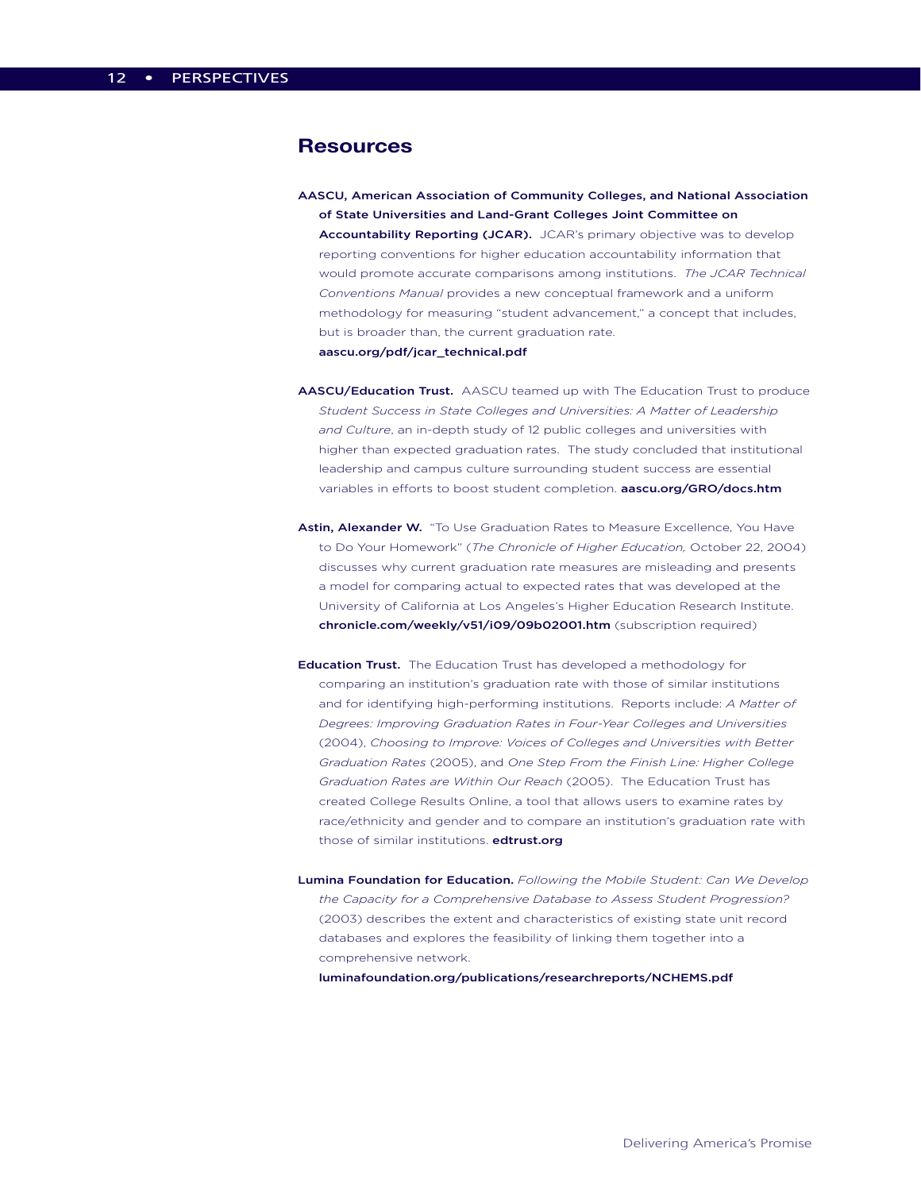## Resources

**AASCU, American Association of Community Colleges, and National Association of State Universities and Land-Grant Colleges Joint Committee on Accountability Reporting (JCAR).** JCAR's primary objective was to develop reporting conventions for higher education accountability information that would promote accurate comparisons among institutions. *The JCAR Technical Conventions Manual* provides a new conceptual framework and a uniform methodology for measuring "student advancement," a concept that includes, but is broader than, the current graduation rate. **aascu.org/pdf/jcar_technical.pdf**

**AASCU/Education Trust.** AASCU teamed up with The Education Trust to produce *Student Success in State Colleges and Universities: A Matter of Leadership and Culture*, an in-depth study of 12 public colleges and universities with higher than expected graduation rates. The study concluded that institutional leadership and campus culture surrounding student success are essential variables in efforts to boost student completion. **aascu.org/GRO/docs.htm**

**Astin, Alexander W.** "To Use Graduation Rates to Measure Excellence, You Have to Do Your Homework" (*The Chronicle of Higher Education,* October 22, 2004) discusses why current graduation rate measures are misleading and presents a model for comparing actual to expected rates that was developed at the University of California at Los Angeles's Higher Education Research Institute. **chronicle.com/weekly/v51/i09/09b02001.htm** (subscription required)

**Education Trust.** The Education Trust has developed a methodology for comparing an institution's graduation rate with those of similar institutions and for identifying high-performing institutions. Reports include: *A Matter of Degrees: Improving Graduation Rates in Four-Year Colleges and Universities* (2004), *Choosing to Improve: Voices of Colleges and Universities with Better Graduation Rates* (2005), and *One Step From the Finish Line: Higher College Graduation Rates are Within Our Reach* (2005). The Education Trust has created College Results Online, a tool that allows users to examine rates by race/ethnicity and gender and to compare an institution's graduation rate with those of similar institutions. **edtrust.org**

**Lumina Foundation for Education.** *Following the Mobile Student: Can We Develop the Capacity for a Comprehensive Database to Assess Student Progression?* (2003) describes the extent and characteristics of existing state unit record databases and explores the feasibility of linking them together into a comprehensive network. **luminafoundation.org/publications/researchreports/NCHEMS.pdf**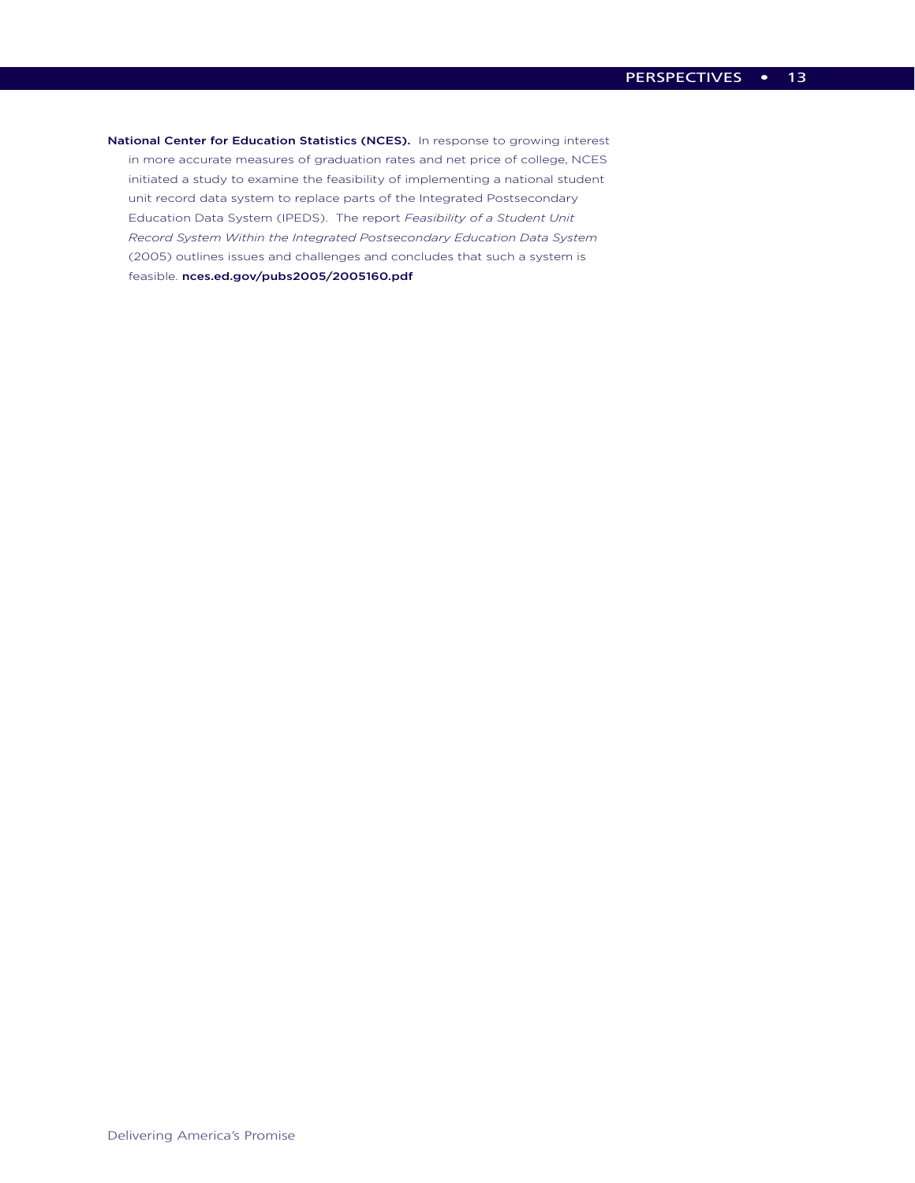**National Center for Education Statistics (NCES).** In response to growing interest in more accurate measures of graduation rates and net price of college, NCES initiated a study to examine the feasibility of implementing a national student unit record data system to replace parts of the Integrated Postsecondary Education Data System (IPEDS). The report *Feasibility of a Student Unit Record System Within the Integrated Postsecondary Education Data System* (2005) outlines issues and challenges and concludes that such a system is feasible. **nces.ed.gov/pubs2005/2005160.pdf**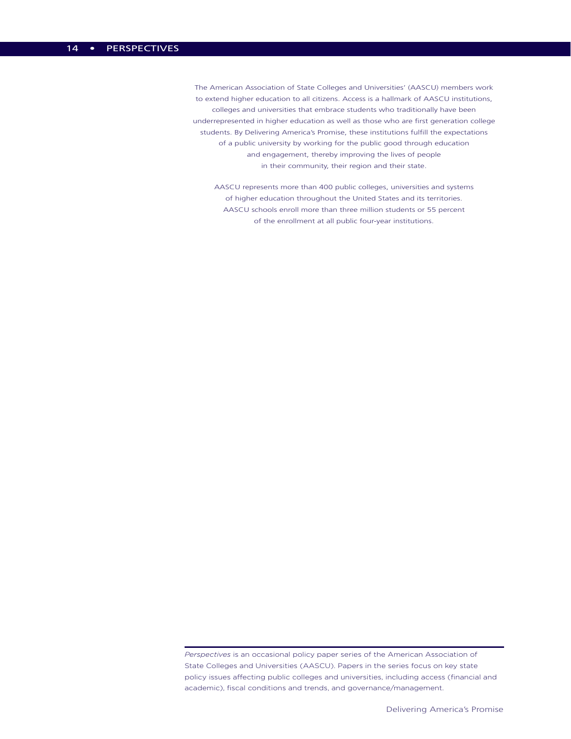The American Association of State Colleges and Universities' (AASCU) members work to extend higher education to all citizens. Access is a hallmark of AASCU institutions, colleges and universities that embrace students who traditionally have been underrepresented in higher education as well as those who are first generation college students. By Delivering America's Promise, these institutions fulfill the expectations of a public university by working for the public good through education and engagement, thereby improving the lives of people in their community, their region and their state.

AASCU represents more than 400 public colleges, universities and systems of higher education throughout the United States and its territories. AASCU schools enroll more than three million students or 55 percent of the enrollment at all public four-year institutions.

---

*Perspectives* is an occasional policy paper series of the American Association of State Colleges and Universities (AASCU). Papers in the series focus on key state policy issues affecting public colleges and universities, including access (financial and academic), fiscal conditions and trends, and governance/management.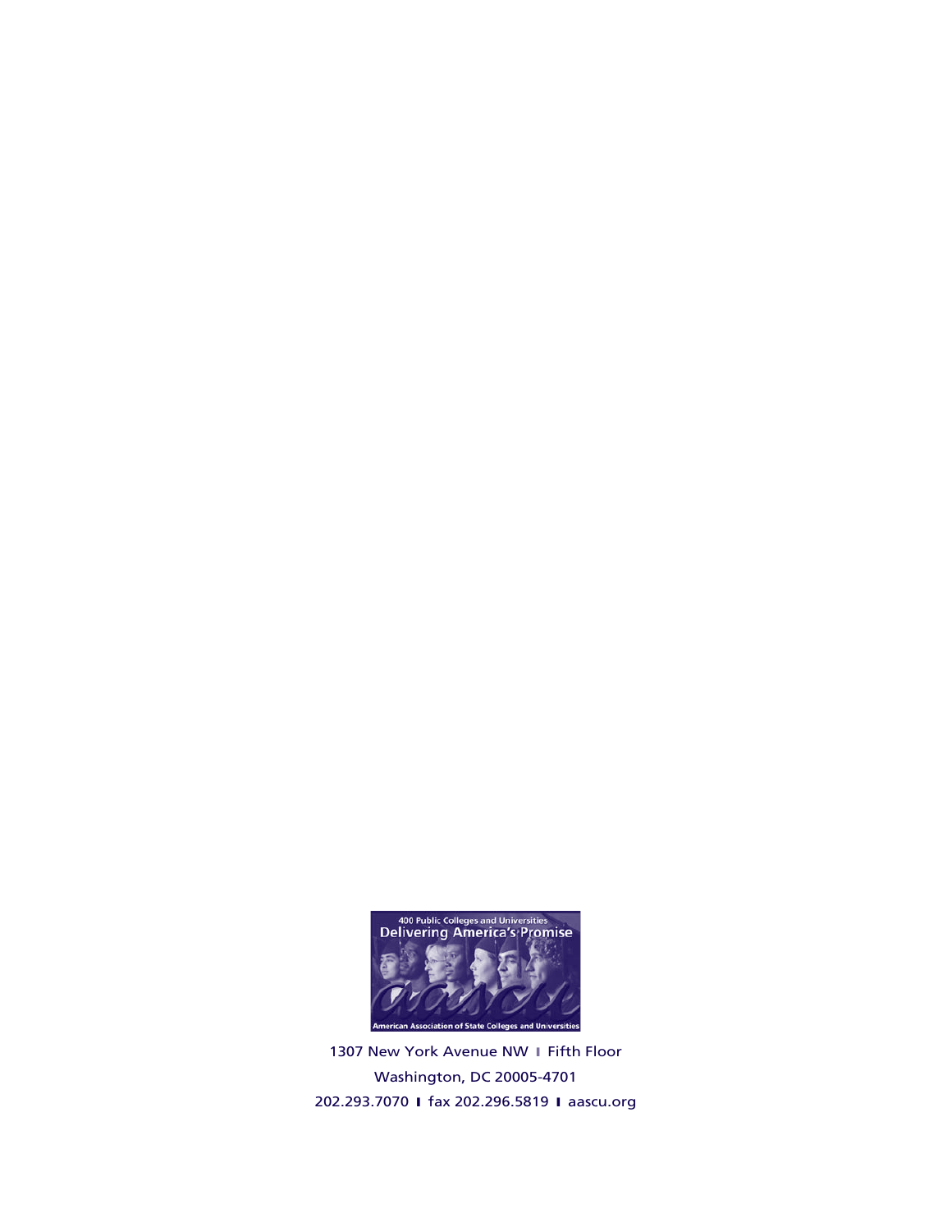400 Public Colleges and Universities
Delivering America's Promise

American Association of State Colleges and Universities

1307 New York Avenue NW | Fifth Floor
Washington, DC 20005-4701
202.293.7070 | fax 202.296.5819 | aascu.org